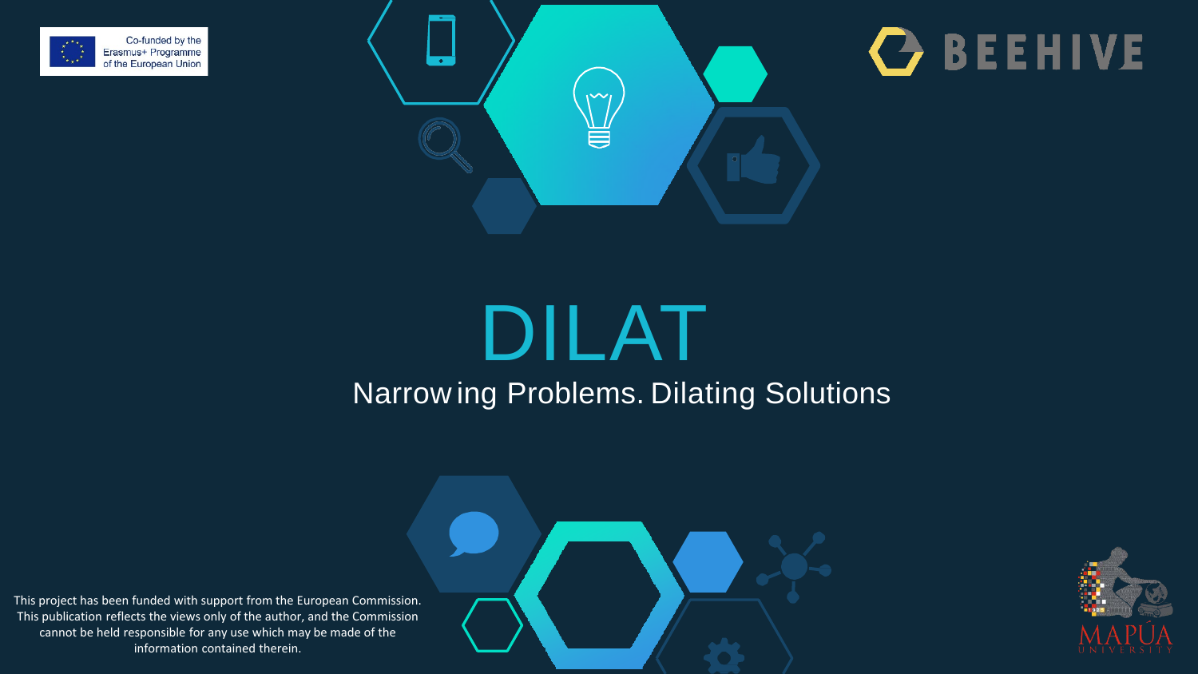Co-funded by the Erasmus+ Programme of the European Union

BEEHIVE

# DILAT

Narrowing Problems. Dilating Solutions

This project has been funded with support from the European Commission. This publication reflects the views only of the author, and the Commission cannot be held responsible for any use which may be made of the information contained therein.

MAPÚA UNIVERSITY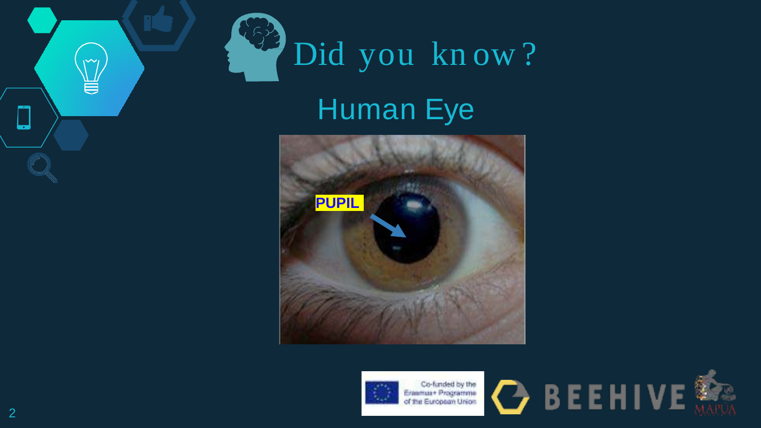# Did you know?

## Human Eye

PUPIL

Co-funded by the Erasmus+ Programme of the European Union

BEEHIVE

MAPÚA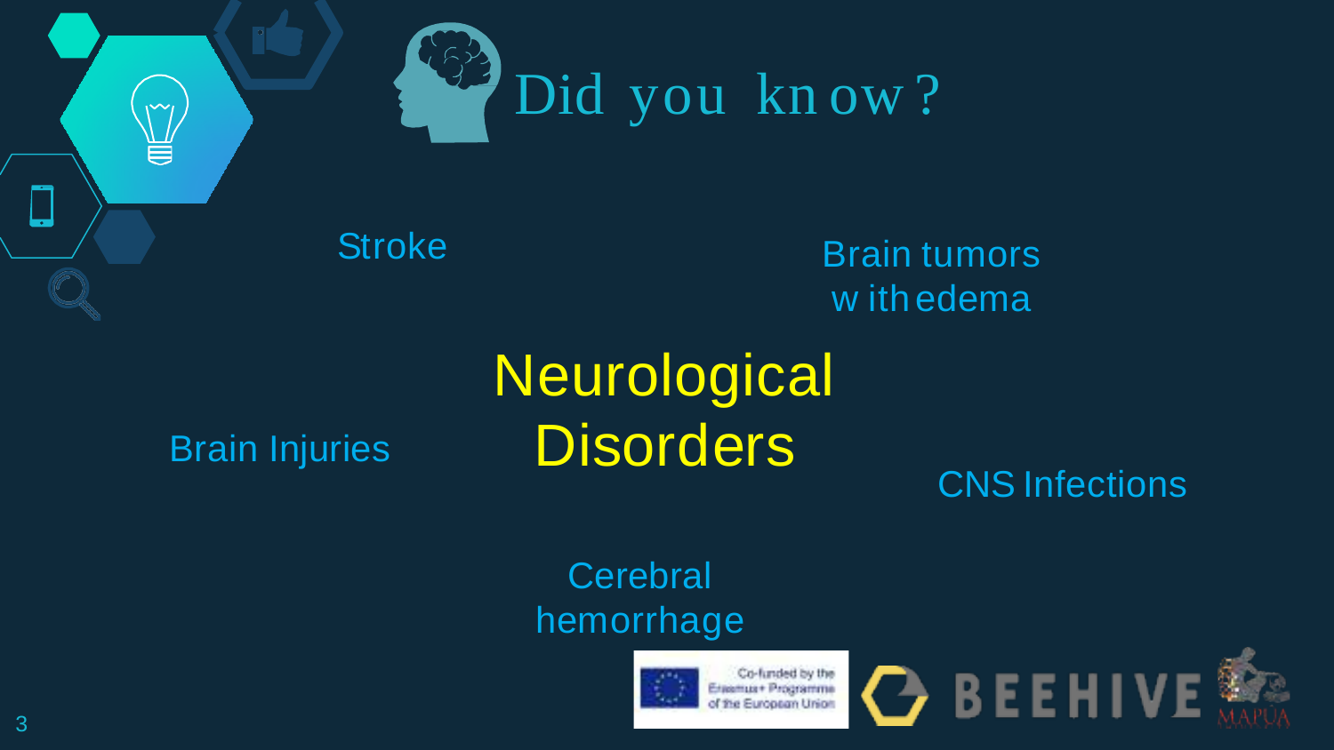# Did you know?

Stroke

Brain tumors with edema

## Neurological Disorders

Brain Injuries

CNS Infections

Cerebral hemorrhage

Co-funded by the Erasmus+ Programme of the European Union

BEEHIVE

MAPÚA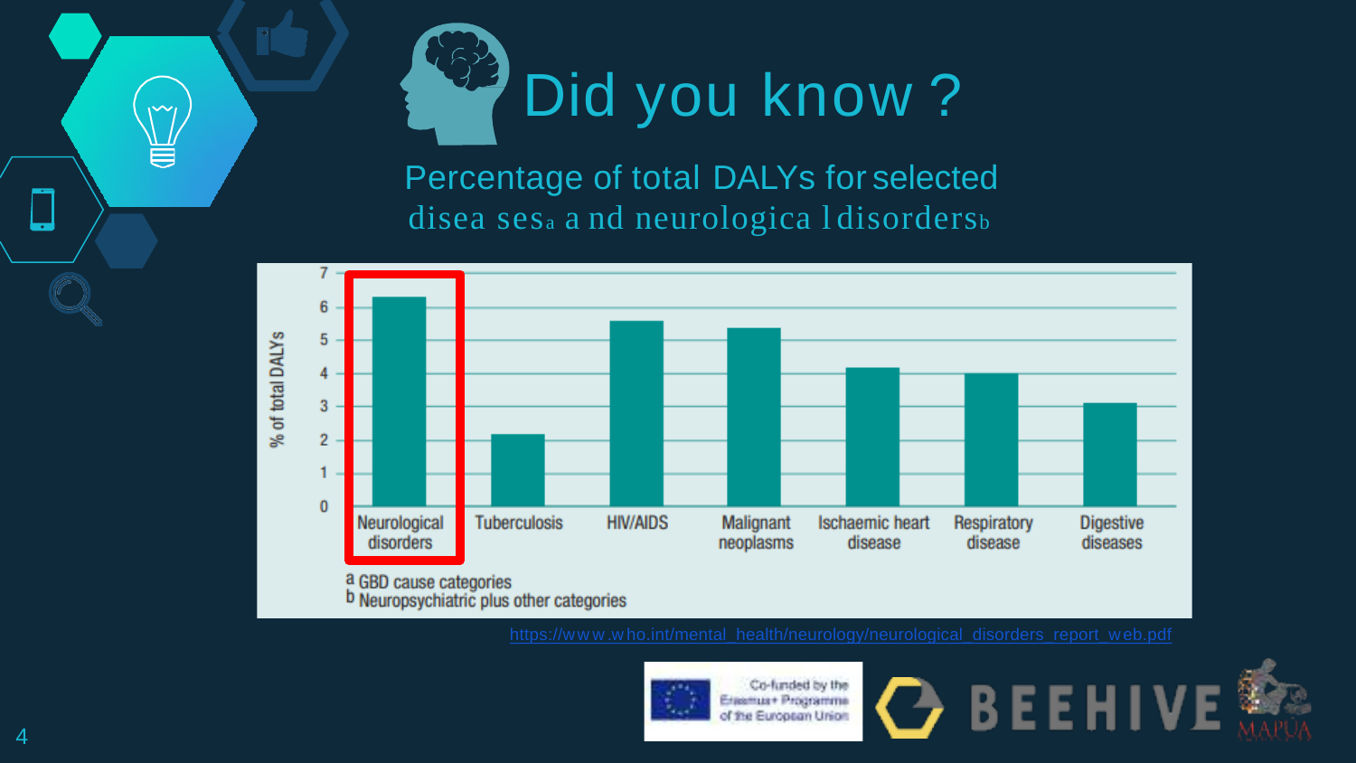# Did you know ?

## Percentage of total DALYs for selected diseases[a] and neurological disorders[b]

| | Neurological disorders | Tuberculosis | HIV/AIDS | Malignant neoplasms | Ischaemic heart disease | Respiratory disease | Digestive diseases |
|---|---|---|---|---|---|---|---|
| % of total DALYs | ~6.3 | ~2.2 | ~5.6 | ~5.4 | ~4.2 | ~4.0 | ~3.1 |

[a] GBD cause categories
[b] Neuropsychiatric plus other categories

https://www.who.int/mental_health/neurology/neurological_disorders_report_web.pdf

Co-funded by the Erasmus+ Programme of the European Union

BEEHIVE

MAPÚA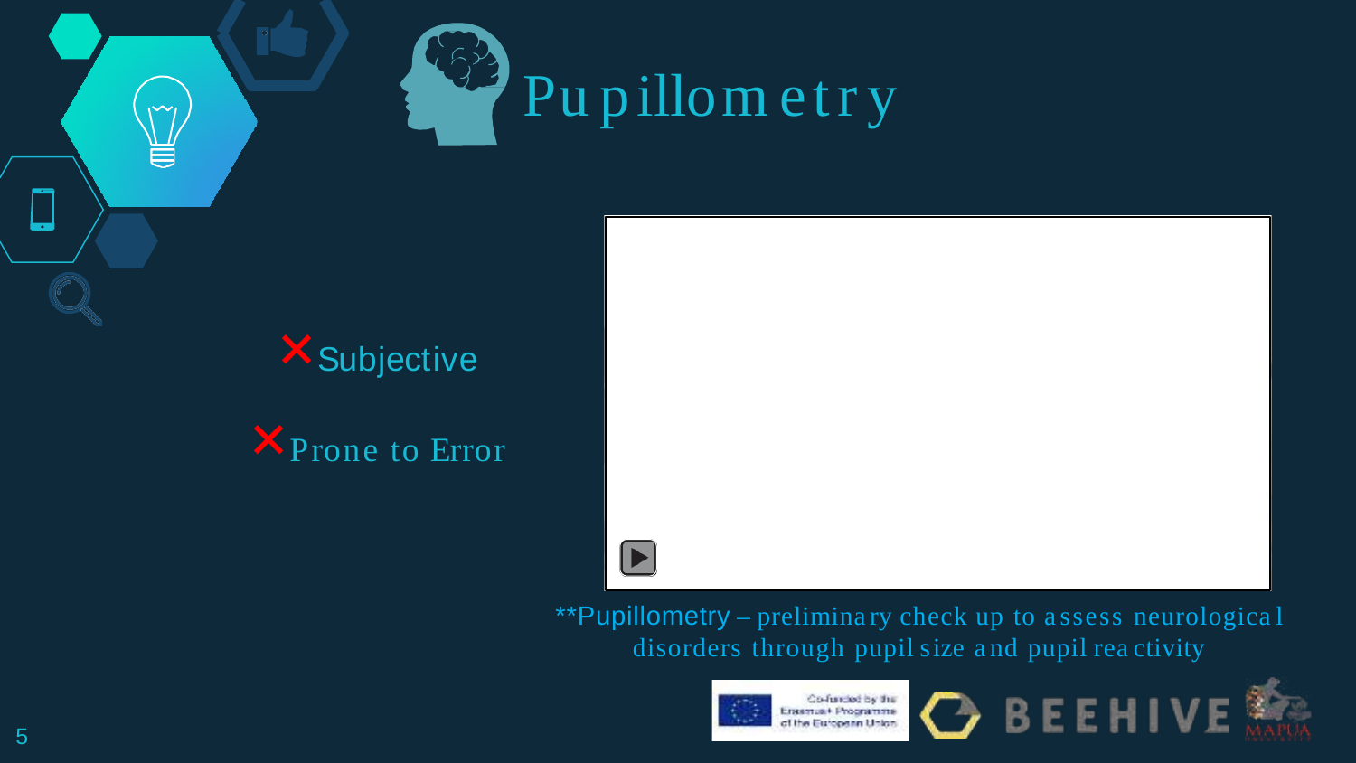# Pupillometry

- ❌ Subjective
- ❌ Prone to Error

**Pupillometry – preliminary check up to assess neurological disorders through pupil size and pupil reactivity

Co-funded by the Erasmus+ Programme of the European Union

BEEHIVE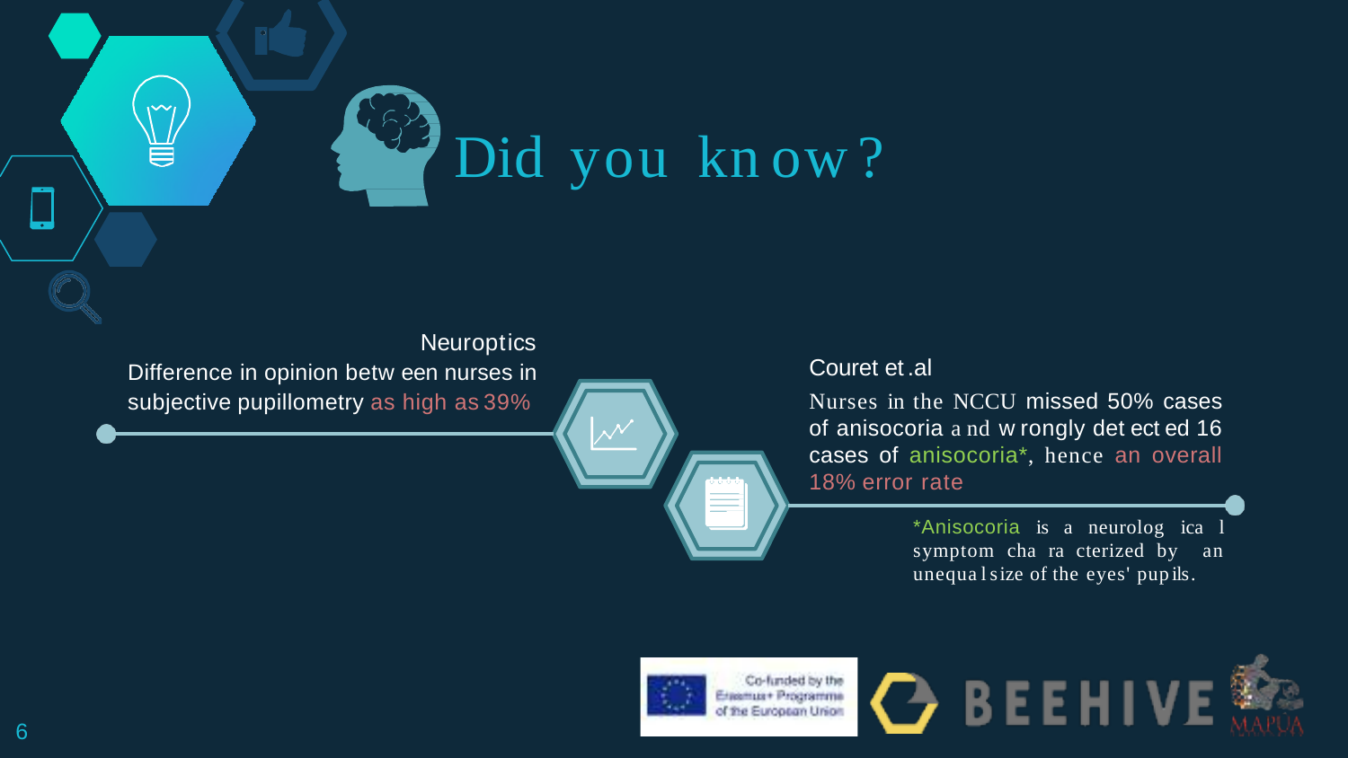# Did you know?

**Neuroptics**

Difference in opinion between nurses in subjective pupillometry as high as 39%

**Couret et.al**

Nurses in the NCCU missed 50% cases of anisocoria and wrongly detected 16 cases of anisocoria*, hence an overall 18% error rate

*Anisocoria is a neurological symptom characterized by an unequal size of the eyes' pupils.

Co-funded by the Erasmus+ Programme of the European Union

BEEHIVE

MAPÚA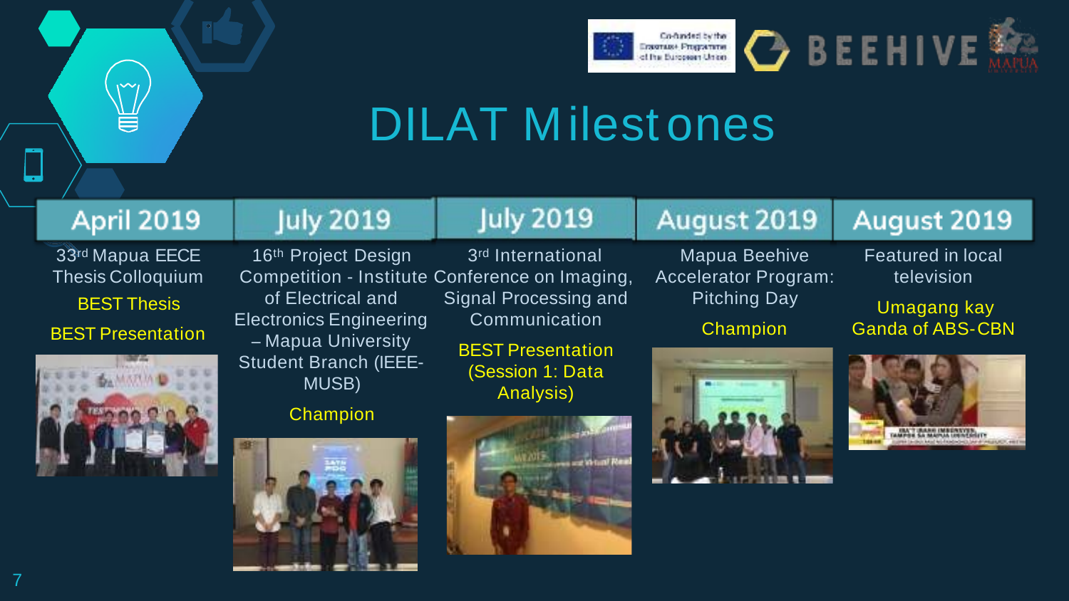# DILAT Milestones

## April 2019

33rd Mapua EECE Thesis Colloquium

BEST Thesis

BEST Presentation

## July 2019

16th Project Design Competition - Institute of Electrical and Electronics Engineering – Mapua University Student Branch (IEEE-MUSB)

Champion

## July 2019

3rd International Conference on Imaging, Signal Processing and Communication

BEST Presentation (Session 1: Data Analysis)

## August 2019

Mapua Beehive Accelerator Program: Pitching Day

Champion

## August 2019

Featured in local television

Umagang kay Ganda of ABS-CBN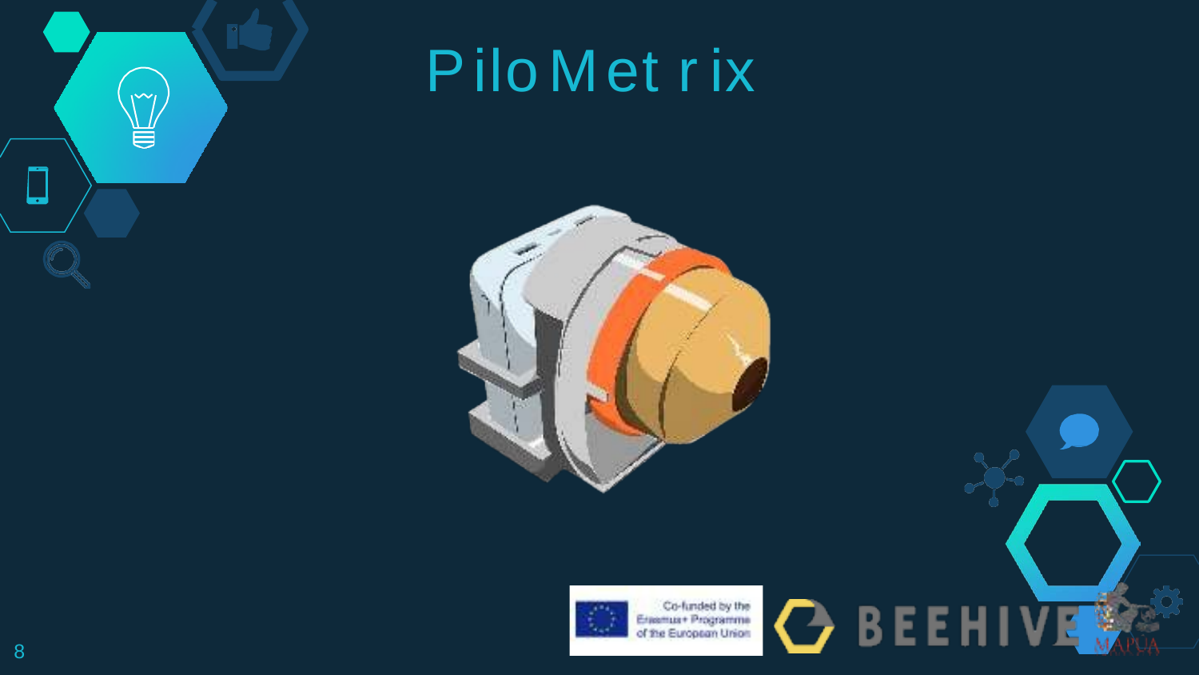# PiloMetrix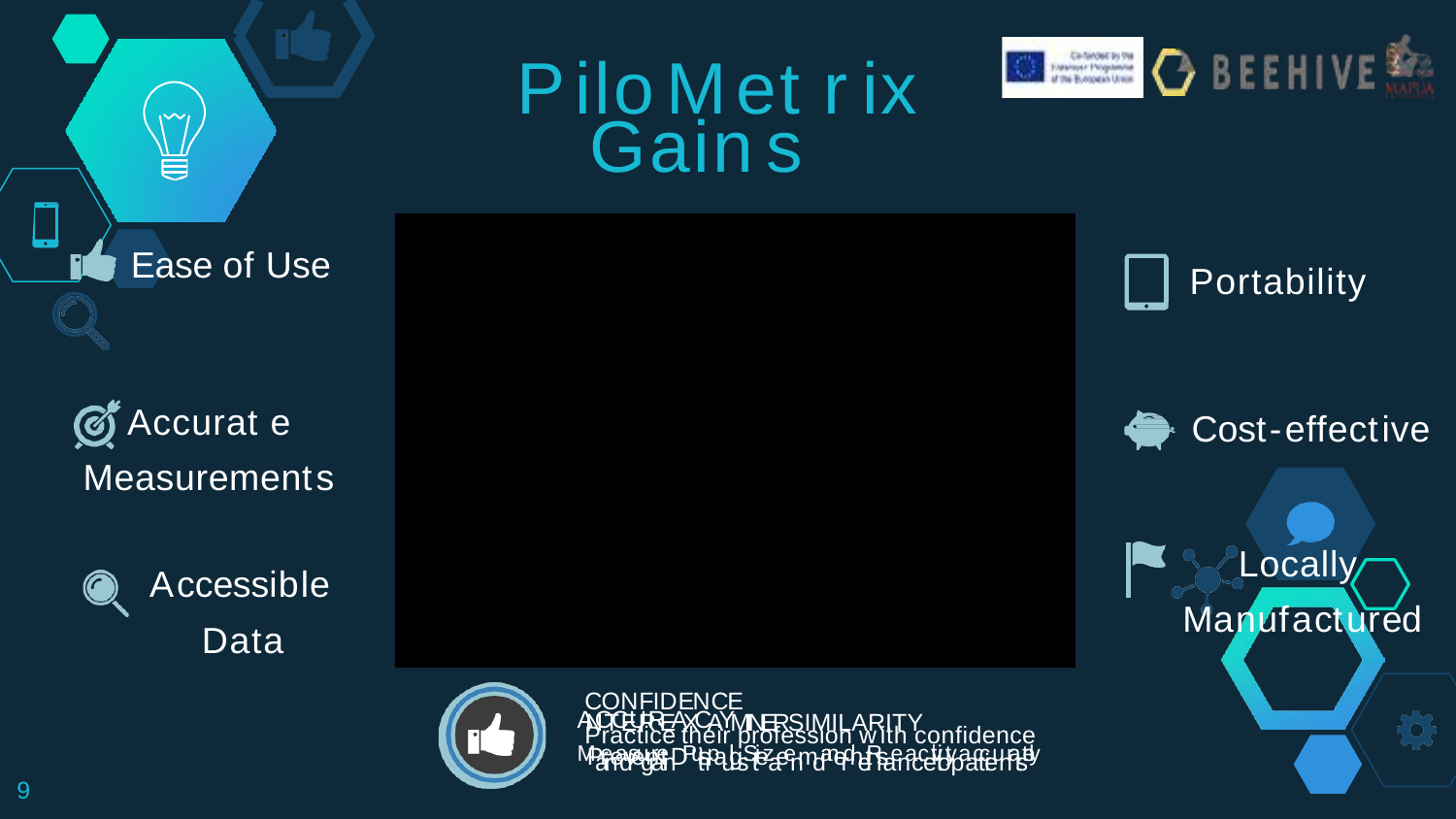# PiloMetrix Gains

- Ease of Use
- Accurate Measurements
- Accessible Data
- Portability
- Cost-effective
- Locally Manufactured

CONFIDENCE

ACCURACY/INTERSIMILARITY

Practice their profession with confidence

Measure Pupil Size and Reactivity accurately and gain trust and reliance of patients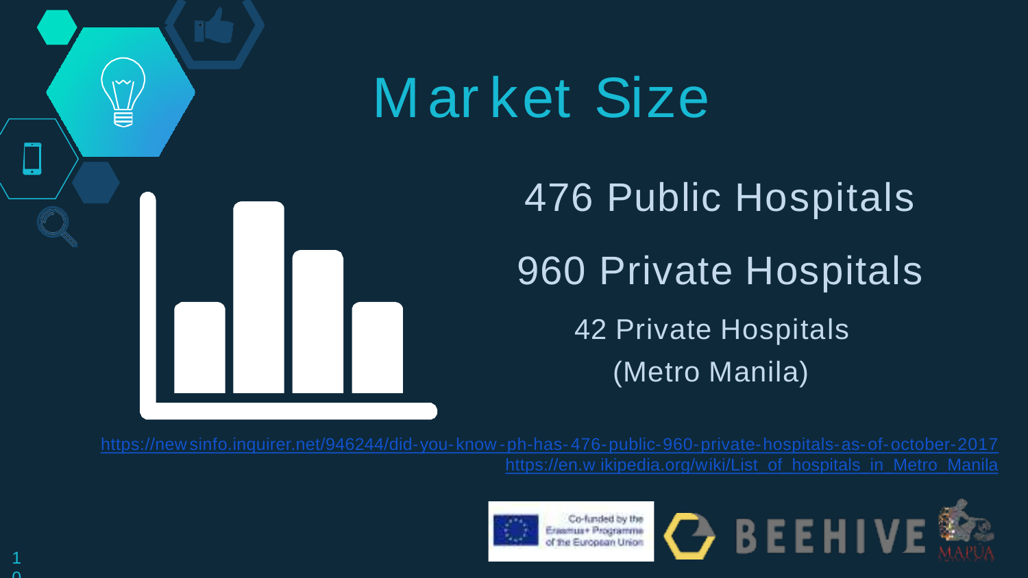# Market Size

476 Public Hospitals

960 Private Hospitals

42 Private Hospitals
(Metro Manila)

https://newsinfo.inquirer.net/946244/did-you-know-ph-has-476-public-960-private-hospitals-as-of-october-2017
https://en.wikipedia.org/wiki/List_of_hospitals_in_Metro_Manila

Co-funded by the Erasmus+ Programme of the European Union

BEEHIVE

MAPÚA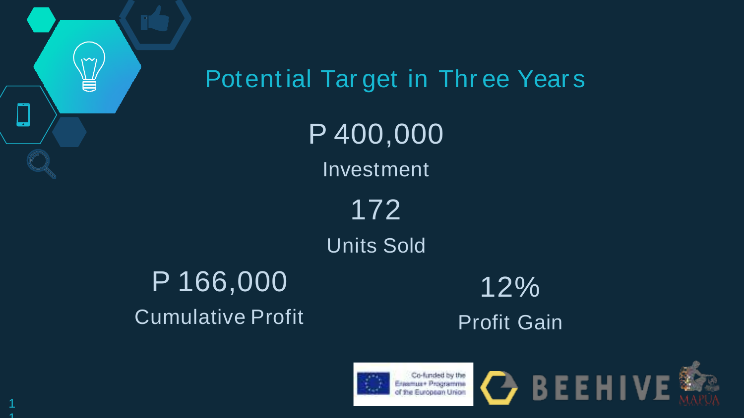# Potential Target in Three Years

**P 400,000**

Investment

**172**

Units Sold

**P 166,000**

Cumulative Profit

**12%**

Profit Gain

Co-funded by the Erasmus+ Programme of the European Union

BEEHIVE

MAPUA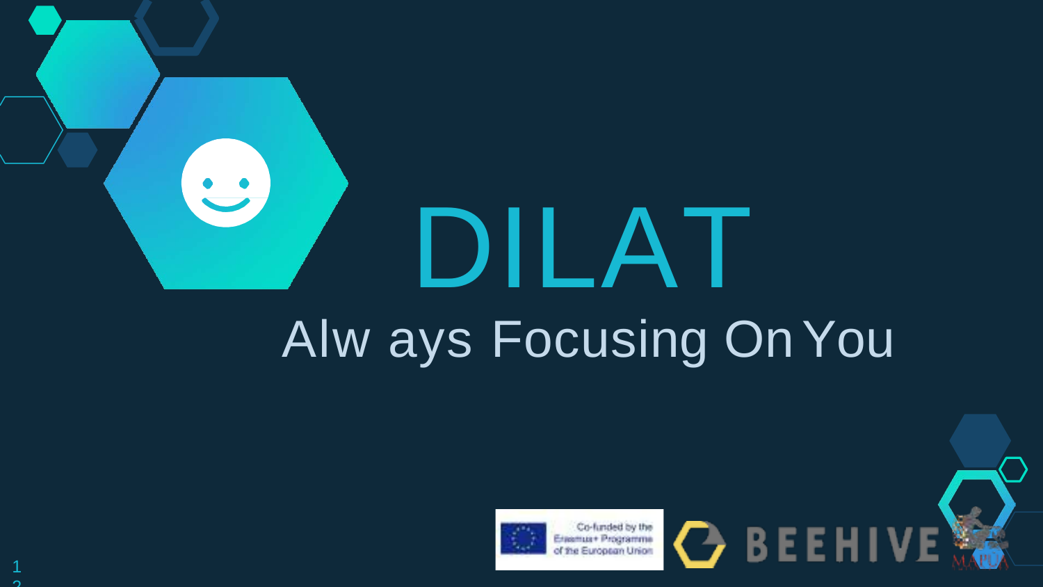# DILAT

Alw ays Focusing On You

Co-funded by the Erasmus+ Programme of the European Union

BEEHIVE